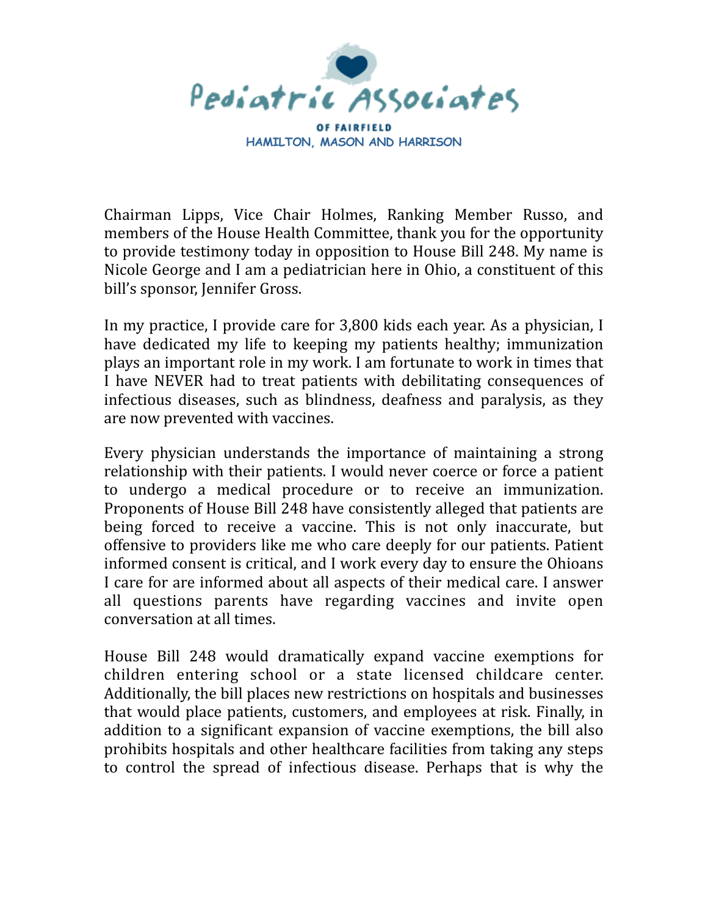Pediatric Associates

OF FAIRFIELD
HAMILTON, MASON AND HARRISON

Chairman Lipps, Vice Chair Holmes, Ranking Member Russo, and members of the House Health Committee, thank you for the opportunity to provide testimony today in opposition to House Bill 248. My name is Nicole George and I am a pediatrician here in Ohio, a constituent of this bill's sponsor, Jennifer Gross.

In my practice, I provide care for 3,800 kids each year. As a physician, I have dedicated my life to keeping my patients healthy; immunization plays an important role in my work. I am fortunate to work in times that I have NEVER had to treat patients with debilitating consequences of infectious diseases, such as blindness, deafness and paralysis, as they are now prevented with vaccines.

Every physician understands the importance of maintaining a strong relationship with their patients. I would never coerce or force a patient to undergo a medical procedure or to receive an immunization. Proponents of House Bill 248 have consistently alleged that patients are being forced to receive a vaccine. This is not only inaccurate, but offensive to providers like me who care deeply for our patients. Patient informed consent is critical, and I work every day to ensure the Ohioans I care for are informed about all aspects of their medical care. I answer all questions parents have regarding vaccines and invite open conversation at all times.

House Bill 248 would dramatically expand vaccine exemptions for children entering school or a state licensed childcare center. Additionally, the bill places new restrictions on hospitals and businesses that would place patients, customers, and employees at risk. Finally, in addition to a significant expansion of vaccine exemptions, the bill also prohibits hospitals and other healthcare facilities from taking any steps to control the spread of infectious disease. Perhaps that is why the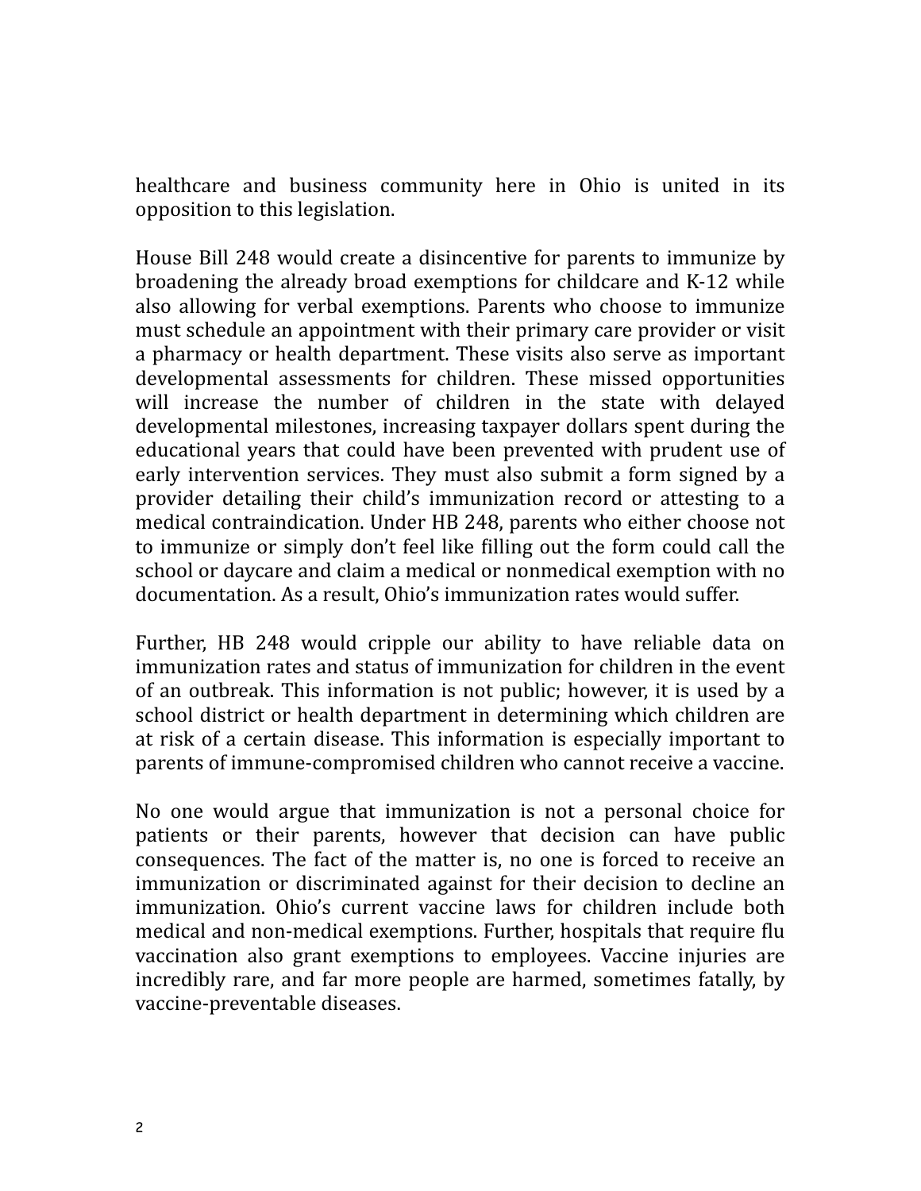healthcare and business community here in Ohio is united in its opposition to this legislation.

House Bill 248 would create a disincentive for parents to immunize by broadening the already broad exemptions for childcare and K-12 while also allowing for verbal exemptions. Parents who choose to immunize must schedule an appointment with their primary care provider or visit a pharmacy or health department. These visits also serve as important developmental assessments for children. These missed opportunities will increase the number of children in the state with delayed developmental milestones, increasing taxpayer dollars spent during the educational years that could have been prevented with prudent use of early intervention services. They must also submit a form signed by a provider detailing their child's immunization record or attesting to a medical contraindication. Under HB 248, parents who either choose not to immunize or simply don't feel like filling out the form could call the school or daycare and claim a medical or nonmedical exemption with no documentation. As a result, Ohio's immunization rates would suffer.

Further, HB 248 would cripple our ability to have reliable data on immunization rates and status of immunization for children in the event of an outbreak. This information is not public; however, it is used by a school district or health department in determining which children are at risk of a certain disease. This information is especially important to parents of immune-compromised children who cannot receive a vaccine.

No one would argue that immunization is not a personal choice for patients or their parents, however that decision can have public consequences. The fact of the matter is, no one is forced to receive an immunization or discriminated against for their decision to decline an immunization. Ohio's current vaccine laws for children include both medical and non-medical exemptions. Further, hospitals that require flu vaccination also grant exemptions to employees. Vaccine injuries are incredibly rare, and far more people are harmed, sometimes fatally, by vaccine-preventable diseases.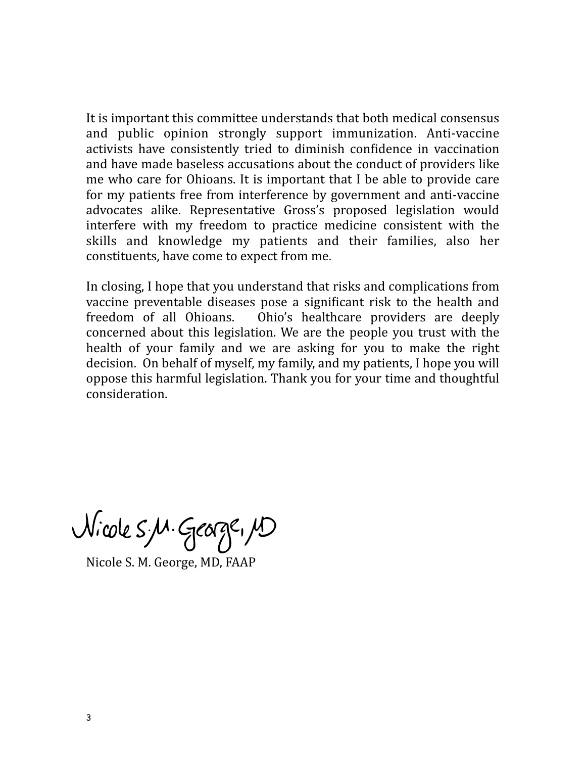It is important this committee understands that both medical consensus and public opinion strongly support immunization. Anti-vaccine activists have consistently tried to diminish confidence in vaccination and have made baseless accusations about the conduct of providers like me who care for Ohioans. It is important that I be able to provide care for my patients free from interference by government and anti-vaccine advocates alike. Representative Gross's proposed legislation would interfere with my freedom to practice medicine consistent with the skills and knowledge my patients and their families, also her constituents, have come to expect from me.

In closing, I hope that you understand that risks and complications from vaccine preventable diseases pose a significant risk to the health and freedom of all Ohioans. Ohio's healthcare providers are deeply concerned about this legislation. We are the people you trust with the health of your family and we are asking for you to make the right decision. On behalf of myself, my family, and my patients, I hope you will oppose this harmful legislation. Thank you for your time and thoughtful consideration.

Nicole S. M. George, MD

Nicole S. M. George, MD, FAAP